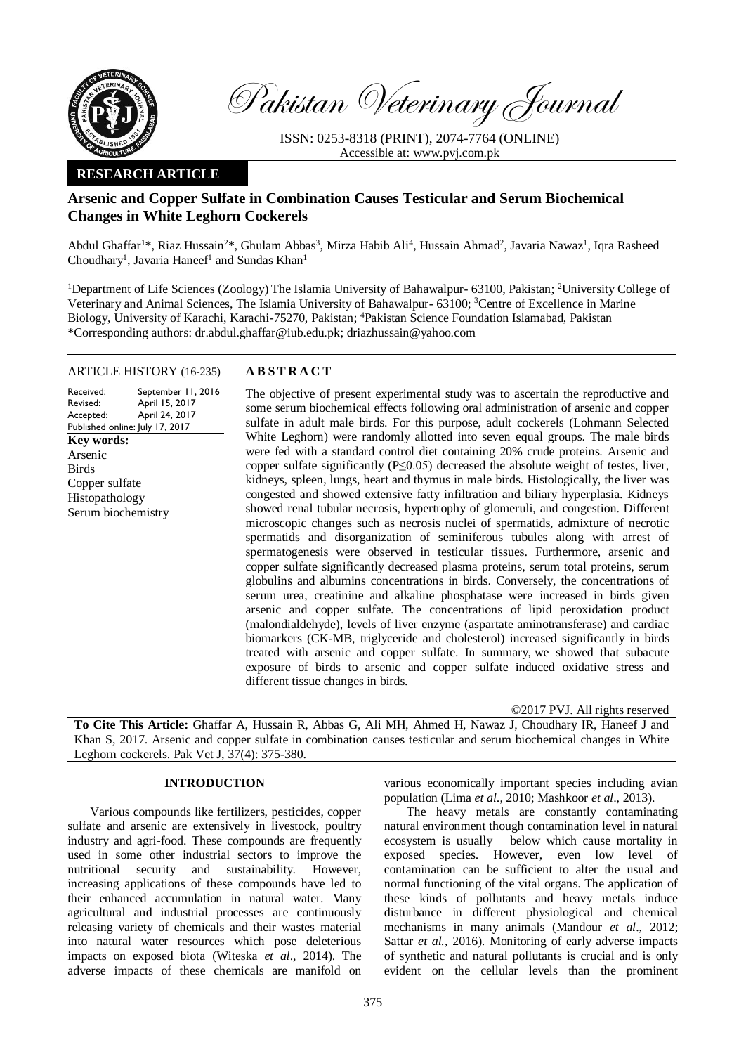Pakistan Veterinary Journal

ISSN: 0253-8318 (PRINT), 2074-7764 (ONLINE)
Accessible at: www.pvj.com.pk

**RESEARCH ARTICLE**

# Arsenic and Copper Sulfate in Combination Causes Testicular and Serum Biochemical Changes in White Leghorn Cockerels

Abdul Ghaffar[1]*, Riaz Hussain[2]*, Ghulam Abbas[3], Mirza Habib Ali[4], Hussain Ahmad[2], Javaria Nawaz[1], Iqra Rasheed Choudhary[1], Javaria Haneef[1] and Sundas Khan[1]

[1]Department of Life Sciences (Zoology) The Islamia University of Bahawalpur- 63100, Pakistan; [2]University College of Veterinary and Animal Sciences, The Islamia University of Bahawalpur- 63100; [3]Centre of Excellence in Marine Biology, University of Karachi, Karachi-75270, Pakistan; [4]Pakistan Science Foundation Islamabad, Pakistan
*Corresponding authors: dr.abdul.ghaffar@iub.edu.pk; driazhussain@yahoo.com

**ARTICLE HISTORY** (16-235)

Received: September 11, 2016
Revised: April 15, 2017
Accepted: April 24, 2017
Published online: July 17, 2017

**Key words:**
Arsenic
Birds
Copper sulfate
Histopathology
Serum biochemistry

## ABSTRACT

The objective of present experimental study was to ascertain the reproductive and some serum biochemical effects following oral administration of arsenic and copper sulfate in adult male birds. For this purpose, adult cockerels (Lohmann Selected White Leghorn) were randomly allotted into seven equal groups. The male birds were fed with a standard control diet containing 20% crude proteins. Arsenic and copper sulfate significantly ($P \leq 0.05$) decreased the absolute weight of testes, liver, kidneys, spleen, lungs, heart and thymus in male birds. Histologically, the liver was congested and showed extensive fatty infiltration and biliary hyperplasia. Kidneys showed renal tubular necrosis, hypertrophy of glomeruli, and congestion. Different microscopic changes such as necrosis nuclei of spermatids, admixture of necrotic spermatids and disorganization of seminiferous tubules along with arrest of spermatogenesis were observed in testicular tissues. Furthermore, arsenic and copper sulfate significantly decreased plasma proteins, serum total proteins, serum globulins and albumins concentrations in birds. Conversely, the concentrations of serum urea, creatinine and alkaline phosphatase were increased in birds given arsenic and copper sulfate. The concentrations of lipid peroxidation product (malondialdehyde), levels of liver enzyme (aspartate aminotransferase) and cardiac biomarkers (CK-MB, triglyceride and cholesterol) increased significantly in birds treated with arsenic and copper sulfate. In summary, we showed that subacute exposure of birds to arsenic and copper sulfate induced oxidative stress and different tissue changes in birds.

©2017 PVJ. All rights reserved

**To Cite This Article:** Ghaffar A, Hussain R, Abbas G, Ali MH, Ahmed H, Nawaz J, Choudhary IR, Haneef J and Khan S, 2017. Arsenic and copper sulfate in combination causes testicular and serum biochemical changes in White Leghorn cockerels. Pak Vet J, 37(4): 375-380.

## INTRODUCTION

Various compounds like fertilizers, pesticides, copper sulfate and arsenic are extensively in livestock, poultry industry and agri-food. These compounds are frequently used in some other industrial sectors to improve the nutritional security and sustainability. However, increasing applications of these compounds have led to their enhanced accumulation in natural water. Many agricultural and industrial processes are continuously releasing variety of chemicals and their wastes material into natural water resources which pose deleterious impacts on exposed biota (Witeska *et al*., 2014). The adverse impacts of these chemicals are manifold on various economically important species including avian population (Lima *et al*., 2010; Mashkoor *et al*., 2013).

The heavy metals are constantly contaminating natural environment though contamination level in natural ecosystem is usually below which cause mortality in exposed species. However, even low level of contamination can be sufficient to alter the usual and normal functioning of the vital organs. The application of these kinds of pollutants and heavy metals induce disturbance in different physiological and chemical mechanisms in many animals (Mandour *et al*., 2012; Sattar *et al.*, 2016). Monitoring of early adverse impacts of synthetic and natural pollutants is crucial and is only evident on the cellular levels than the prominent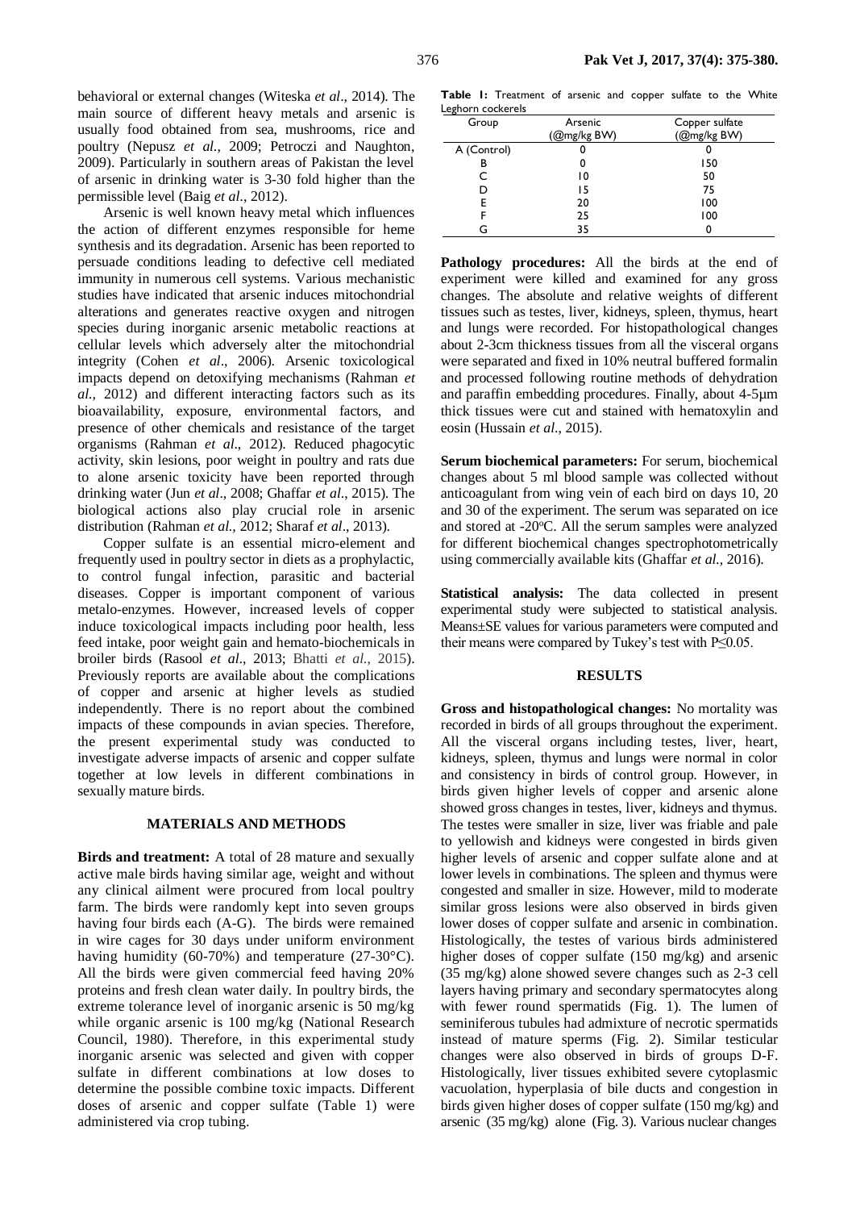behavioral or external changes (Witeska *et al*., 2014). The main source of different heavy metals and arsenic is usually food obtained from sea, mushrooms, rice and poultry (Nepusz *et al*., 2009; Petroczi and Naughton, 2009). Particularly in southern areas of Pakistan the level of arsenic in drinking water is 3-30 fold higher than the permissible level (Baig *et al*., 2012).

Arsenic is well known heavy metal which influences the action of different enzymes responsible for heme synthesis and its degradation. Arsenic has been reported to persuade conditions leading to defective cell mediated immunity in numerous cell systems. Various mechanistic studies have indicated that arsenic induces mitochondrial alterations and generates reactive oxygen and nitrogen species during inorganic arsenic metabolic reactions at cellular levels which adversely alter the mitochondrial integrity (Cohen *et al*., 2006). Arsenic toxicological impacts depend on detoxifying mechanisms (Rahman *et al.,* 2012) and different interacting factors such as its bioavailability, exposure, environmental factors, and presence of other chemicals and resistance of the target organisms (Rahman *et al*., 2012). Reduced phagocytic activity, skin lesions, poor weight in poultry and rats due to alone arsenic toxicity have been reported through drinking water (Jun *et al*., 2008; Ghaffar *et al*., 2015). The biological actions also play crucial role in arsenic distribution (Rahman *et al.,* 2012; Sharaf *et al*., 2013).

Copper sulfate is an essential micro-element and frequently used in poultry sector in diets as a prophylactic, to control fungal infection, parasitic and bacterial diseases. Copper is important component of various metalo-enzymes. However, increased levels of copper induce toxicological impacts including poor health, less feed intake, poor weight gain and hemato-biochemicals in broiler birds (Rasool *et al*., 2013; Bhatti *et al.,* 2015). Previously reports are available about the complications of copper and arsenic at higher levels as studied independently. There is no report about the combined impacts of these compounds in avian species. Therefore, the present experimental study was conducted to investigate adverse impacts of arsenic and copper sulfate together at low levels in different combinations in sexually mature birds.

## MATERIALS AND METHODS

**Birds and treatment:** A total of 28 mature and sexually active male birds having similar age, weight and without any clinical ailment were procured from local poultry farm. The birds were randomly kept into seven groups having four birds each (A-G). The birds were remained in wire cages for 30 days under uniform environment having humidity (60-70%) and temperature (27-30°C). All the birds were given commercial feed having 20% proteins and fresh clean water daily. In poultry birds, the extreme tolerance level of inorganic arsenic is 50 mg/kg while organic arsenic is 100 mg/kg (National Research Council, 1980). Therefore, in this experimental study inorganic arsenic was selected and given with copper sulfate in different combinations at low doses to determine the possible combine toxic impacts. Different doses of arsenic and copper sulfate (Table 1) were administered via crop tubing.

**Table 1:** Treatment of arsenic and copper sulfate to the White Leghorn cockerels

| Group | Arsenic (@mg/kg BW) | Copper sulfate (@mg/kg BW) |
|---|---|---|
| A (Control) | 0 | 0 |
| B | 0 | 150 |
| C | 10 | 50 |
| D | 15 | 75 |
| E | 20 | 100 |
| F | 25 | 100 |
| G | 35 | 0 |

**Pathology procedures:** All the birds at the end of experiment were killed and examined for any gross changes. The absolute and relative weights of different tissues such as testes, liver, kidneys, spleen, thymus, heart and lungs were recorded. For histopathological changes about 2-3cm thickness tissues from all the visceral organs were separated and fixed in 10% neutral buffered formalin and processed following routine methods of dehydration and paraffin embedding procedures. Finally, about 4-5µm thick tissues were cut and stained with hematoxylin and eosin (Hussain *et al*., 2015).

**Serum biochemical parameters:** For serum, biochemical changes about 5 ml blood sample was collected without anticoagulant from wing vein of each bird on days 10, 20 and 30 of the experiment. The serum was separated on ice and stored at -20°C. All the serum samples were analyzed for different biochemical changes spectrophotometrically using commercially available kits (Ghaffar *et al.,* 2016).

**Statistical analysis:** The data collected in present experimental study were subjected to statistical analysis. Means±SE values for various parameters were computed and their means were compared by Tukey's test with $P \leq 0.05$.

## RESULTS

**Gross and histopathological changes:** No mortality was recorded in birds of all groups throughout the experiment. All the visceral organs including testes, liver, heart, kidneys, spleen, thymus and lungs were normal in color and consistency in birds of control group. However, in birds given higher levels of copper and arsenic alone showed gross changes in testes, liver, kidneys and thymus. The testes were smaller in size, liver was friable and pale to yellowish and kidneys were congested in birds given higher levels of arsenic and copper sulfate alone and at lower levels in combinations. The spleen and thymus were congested and smaller in size. However, mild to moderate similar gross lesions were also observed in birds given lower doses of copper sulfate and arsenic in combination. Histologically, the testes of various birds administered higher doses of copper sulfate (150 mg/kg) and arsenic (35 mg/kg) alone showed severe changes such as 2-3 cell layers having primary and secondary spermatocytes along with fewer round spermatids (Fig. 1). The lumen of seminiferous tubules had admixture of necrotic spermatids instead of mature sperms (Fig. 2). Similar testicular changes were also observed in birds of groups D-F. Histologically, liver tissues exhibited severe cytoplasmic vacuolation, hyperplasia of bile ducts and congestion in birds given higher doses of copper sulfate (150 mg/kg) and arsenic (35 mg/kg) alone (Fig. 3). Various nuclear changes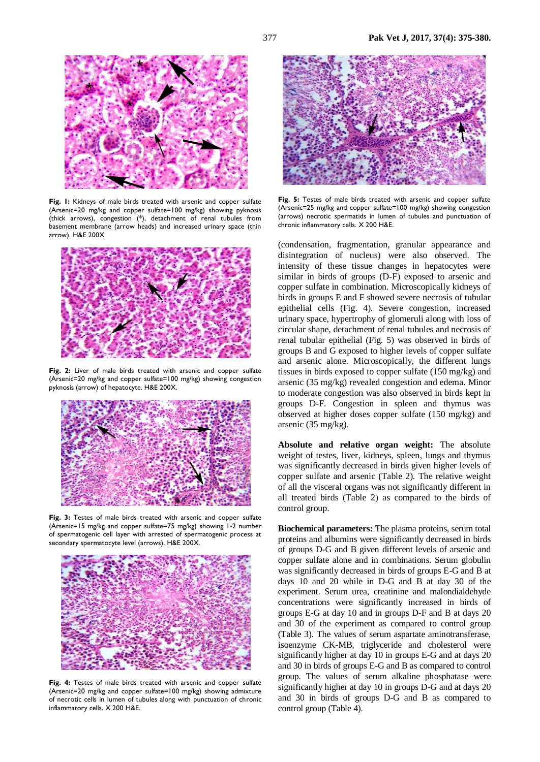**Fig. 1:** Kidneys of male birds treated with arsenic and copper sulfate (Arsenic=20 mg/kg and copper sulfate=100 mg/kg) showing pyknosis (thick arrows), congestion (*), detachment of renal tubules from basement membrane (arrow heads) and increased urinary space (thin arrow). H&E 200X.

**Fig. 2:** Liver of male birds treated with arsenic and copper sulfate (Arsenic=20 mg/kg and copper sulfate=100 mg/kg) showing congestion pyknosis (arrow) of hepatocyte. H&E 200X.

**Fig. 3:** Testes of male birds treated with arsenic and copper sulfate (Arsenic=15 mg/kg and copper sulfate=75 mg/kg) showing 1-2 number of spermatogenic cell layer with arrested of spermatogenic process at secondary spermatocyte level (arrows). H&E 200X.

**Fig. 4:** Testes of male birds treated with arsenic and copper sulfate (Arsenic=20 mg/kg and copper sulfate=100 mg/kg) showing admixture of necrotic cells in lumen of tubules along with punctuation of chronic inflammatory cells. X 200 H&E.

**Fig. 5:** Testes of male birds treated with arsenic and copper sulfate (Arsenic=25 mg/kg and copper sulfate=100 mg/kg) showing congestion (arrows) necrotic spermatids in lumen of tubules and punctuation of chronic inflammatory cells. X 200 H&E.

(condensation, fragmentation, granular appearance and disintegration of nucleus) were also observed. The intensity of these tissue changes in hepatocytes were similar in birds of groups (D-F) exposed to arsenic and copper sulfate in combination. Microscopically kidneys of birds in groups E and F showed severe necrosis of tubular epithelial cells (Fig. 4). Severe congestion, increased urinary space, hypertrophy of glomeruli along with loss of circular shape, detachment of renal tubules and necrosis of renal tubular epithelial (Fig. 5) was observed in birds of groups B and G exposed to higher levels of copper sulfate and arsenic alone. Microscopically, the different lungs tissues in birds exposed to copper sulfate (150 mg/kg) and arsenic (35 mg/kg) revealed congestion and edema. Minor to moderate congestion was also observed in birds kept in groups D-F. Congestion in spleen and thymus was observed at higher doses copper sulfate (150 mg/kg) and arsenic (35 mg/kg).

**Absolute and relative organ weight:** The absolute weight of testes, liver, kidneys, spleen, lungs and thymus was significantly decreased in birds given higher levels of copper sulfate and arsenic (Table 2). The relative weight of all the visceral organs was not significantly different in all treated birds (Table 2) as compared to the birds of control group.

**Biochemical parameters:** The plasma proteins, serum total proteins and albumins were significantly decreased in birds of groups D-G and B given different levels of arsenic and copper sulfate alone and in combinations. Serum globulin was significantly decreased in birds of groups E-G and B at days 10 and 20 while in D-G and B at day 30 of the experiment. Serum urea, creatinine and malondialdehyde concentrations were significantly increased in birds of groups E-G at day 10 and in groups D-F and B at days 20 and 30 of the experiment as compared to control group (Table 3). The values of serum aspartate aminotransferase, isoenzyme CK-MB, triglyceride and cholesterol were significantly higher at day 10 in groups E-G and at days 20 and 30 in birds of groups E-G and B as compared to control group. The values of serum alkaline phosphatase were significantly higher at day 10 in groups D-G and at days 20 and 30 in birds of groups D-G and B as compared to control group (Table 4).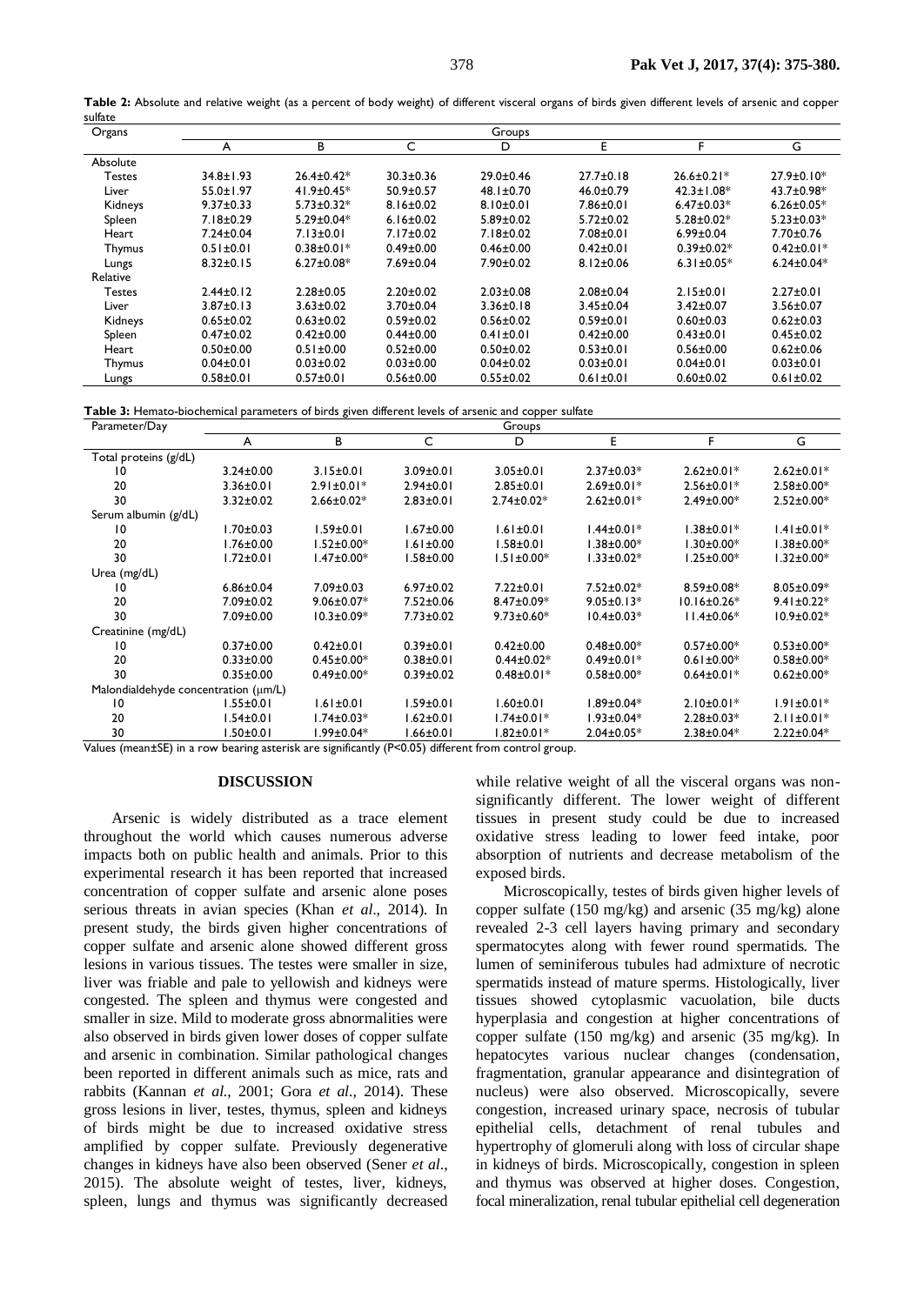**Table 2:** Absolute and relative weight (as a percent of body weight) of different visceral organs of birds given different levels of arsenic and copper sulfate

| Organs | Groups | | | | | | |
|---|---|---|---|---|---|---|---|
| | A | B | C | D | E | F | G |
| Absolute | | | | | | | |
| Testes | 34.8±1.93 | 26.4±0.42* | 30.3±0.36 | 29.0±0.46 | 27.7±0.18 | 26.6±0.21* | 27.9±0.10* |
| Liver | 55.0±1.97 | 41.9±0.45* | 50.9±0.57 | 48.1±0.70 | 46.0±0.79 | 42.3±1.08* | 43.7±0.98* |
| Kidneys | 9.37±0.33 | 5.73±0.32* | 8.16±0.02 | 8.10±0.01 | 7.86±0.01 | 6.47±0.03* | 6.26±0.05* |
| Spleen | 7.18±0.29 | 5.29±0.04* | 6.16±0.02 | 5.89±0.02 | 5.72±0.02 | 5.28±0.02* | 5.23±0.03* |
| Heart | 7.24±0.04 | 7.13±0.01 | 7.17±0.02 | 7.18±0.02 | 7.08±0.01 | 6.99±0.04 | 7.70±0.76 |
| Thymus | 0.51±0.01 | 0.38±0.01* | 0.49±0.00 | 0.46±0.00 | 0.42±0.01 | 0.39±0.02* | 0.42±0.01* |
| Lungs | 8.32±0.15 | 6.27±0.08* | 7.69±0.04 | 7.90±0.02 | 8.12±0.06 | 6.31±0.05* | 6.24±0.04* |
| Relative | | | | | | | |
| Testes | 2.44±0.12 | 2.28±0.05 | 2.20±0.02 | 2.03±0.08 | 2.08±0.04 | 2.15±0.01 | 2.27±0.01 |
| Liver | 3.87±0.13 | 3.63±0.02 | 3.70±0.04 | 3.36±0.18 | 3.45±0.04 | 3.42±0.07 | 3.56±0.07 |
| Kidneys | 0.65±0.02 | 0.63±0.02 | 0.59±0.02 | 0.56±0.02 | 0.59±0.01 | 0.60±0.03 | 0.62±0.03 |
| Spleen | 0.47±0.02 | 0.42±0.00 | 0.44±0.00 | 0.41±0.01 | 0.42±0.00 | 0.43±0.01 | 0.45±0.02 |
| Heart | 0.50±0.00 | 0.51±0.00 | 0.52±0.00 | 0.50±0.02 | 0.53±0.01 | 0.56±0.00 | 0.62±0.06 |
| Thymus | 0.04±0.01 | 0.03±0.02 | 0.03±0.00 | 0.04±0.02 | 0.03±0.01 | 0.04±0.01 | 0.03±0.01 |
| Lungs | 0.58±0.01 | 0.57±0.01 | 0.56±0.00 | 0.55±0.02 | 0.61±0.01 | 0.60±0.02 | 0.61±0.02 |

**Table 3:** Hemato-biochemical parameters of birds given different levels of arsenic and copper sulfate

| Parameter/Day | Groups | | | | | | |
|---|---|---|---|---|---|---|---|
| | A | B | C | D | E | F | G |
| Total proteins (g/dL) | | | | | | | |
| 10 | 3.24±0.00 | 3.15±0.01 | 3.09±0.01 | 3.05±0.01 | 2.37±0.03* | 2.62±0.01* | 2.62±0.01* |
| 20 | 3.36±0.01 | 2.91±0.01* | 2.94±0.01 | 2.85±0.01 | 2.69±0.01* | 2.56±0.01* | 2.58±0.00* |
| 30 | 3.32±0.02 | 2.66±0.02* | 2.83±0.01 | 2.74±0.02* | 2.62±0.01* | 2.49±0.00* | 2.52±0.00* |
| Serum albumin (g/dL) | | | | | | | |
| 10 | 1.70±0.03 | 1.59±0.01 | 1.67±0.00 | 1.61±0.01 | 1.44±0.01* | 1.38±0.01* | 1.41±0.01* |
| 20 | 1.76±0.00 | 1.52±0.00* | 1.61±0.00 | 1.58±0.01 | 1.38±0.00* | 1.30±0.00* | 1.38±0.00* |
| 30 | 1.72±0.01 | 1.47±0.00* | 1.58±0.00 | 1.51±0.00* | 1.33±0.02* | 1.25±0.00* | 1.32±0.00* |
| Urea (mg/dL) | | | | | | | |
| 10 | 6.86±0.04 | 7.09±0.03 | 6.97±0.02 | 7.22±0.01 | 7.52±0.02* | 8.59±0.08* | 8.05±0.09* |
| 20 | 7.09±0.02 | 9.06±0.07* | 7.52±0.06 | 8.47±0.09* | 9.05±0.13* | 10.16±0.26* | 9.41±0.22* |
| 30 | 7.09±0.00 | 10.3±0.09* | 7.73±0.02 | 9.73±0.60* | 10.4±0.03* | 11.4±0.06* | 10.9±0.02* |
| Creatinine (mg/dL) | | | | | | | |
| 10 | 0.37±0.00 | 0.42±0.01 | 0.39±0.01 | 0.42±0.00 | 0.48±0.00* | 0.57±0.00* | 0.53±0.00* |
| 20 | 0.33±0.00 | 0.45±0.00* | 0.38±0.01 | 0.44±0.02* | 0.49±0.01* | 0.61±0.00* | 0.58±0.00* |
| 30 | 0.35±0.00 | 0.49±0.00* | 0.39±0.02 | 0.48±0.01* | 0.58±0.00* | 0.64±0.01* | 0.62±0.00* |
| Malondialdehyde concentration (μm/L) | | | | | | | |
| 10 | 1.55±0.01 | 1.61±0.01 | 1.59±0.01 | 1.60±0.01 | 1.89±0.04* | 2.10±0.01* | 1.91±0.01* |
| 20 | 1.54±0.01 | 1.74±0.03* | 1.62±0.01 | 1.74±0.01* | 1.93±0.04* | 2.28±0.03* | 2.11±0.01* |
| 30 | 1.50±0.01 | 1.99±0.04* | 1.66±0.01 | 1.82±0.01* | 2.04±0.05* | 2.38±0.04* | 2.22±0.04* |

Values (mean±SE) in a row bearing asterisk are significantly ($P<0.05$) different from control group.

## DISCUSSION

Arsenic is widely distributed as a trace element throughout the world which causes numerous adverse impacts both on public health and animals. Prior to this experimental research it has been reported that increased concentration of copper sulfate and arsenic alone poses serious threats in avian species (Khan *et al*., 2014). In present study, the birds given higher concentrations of copper sulfate and arsenic alone showed different gross lesions in various tissues. The testes were smaller in size, liver was friable and pale to yellowish and kidneys were congested. The spleen and thymus were congested and smaller in size. Mild to moderate gross abnormalities were also observed in birds given lower doses of copper sulfate and arsenic in combination. Similar pathological changes been reported in different animals such as mice, rats and rabbits (Kannan *et al.*, 2001; Gora *et al.,* 2014). These gross lesions in liver, testes, thymus, spleen and kidneys of birds might be due to increased oxidative stress amplified by copper sulfate. Previously degenerative changes in kidneys have also been observed (Sener *et al*., 2015). The absolute weight of testes, liver, kidneys, spleen, lungs and thymus was significantly decreased while relative weight of all the visceral organs was non-significantly different. The lower weight of different tissues in present study could be due to increased oxidative stress leading to lower feed intake, poor absorption of nutrients and decrease metabolism of the exposed birds.

Microscopically, testes of birds given higher levels of copper sulfate (150 mg/kg) and arsenic (35 mg/kg) alone revealed 2-3 cell layers having primary and secondary spermatocytes along with fewer round spermatids. The lumen of seminiferous tubules had admixture of necrotic spermatids instead of mature sperms. Histologically, liver tissues showed cytoplasmic vacuolation, bile ducts hyperplasia and congestion at higher concentrations of copper sulfate (150 mg/kg) and arsenic (35 mg/kg). In hepatocytes various nuclear changes (condensation, fragmentation, granular appearance and disintegration of nucleus) were also observed. Microscopically, severe congestion, increased urinary space, necrosis of tubular epithelial cells, detachment of renal tubules and hypertrophy of glomeruli along with loss of circular shape in kidneys of birds. Microscopically, congestion in spleen and thymus was observed at higher doses. Congestion, focal mineralization, renal tubular epithelial cell degeneration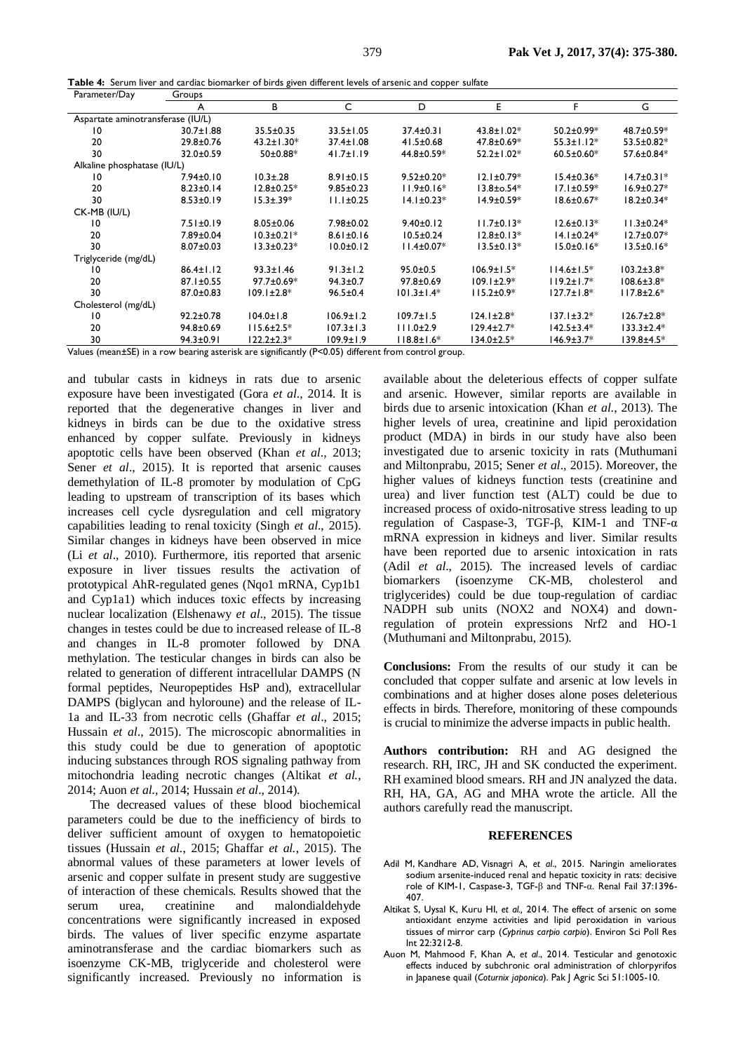**Table 4:** Serum liver and cardiac biomarker of birds given different levels of arsenic and copper sulfate

| Parameter/Day | Groups | | | | | | |
|---|---|---|---|---|---|---|---|
| | A | B | C | D | E | F | G |
| Aspartate aminotransferase (IU/L) | | | | | | | |
| 10 | 30.7±1.88 | 35.5±0.35 | 33.5±1.05 | 37.4±0.31 | 43.8±1.02* | 50.2±0.99* | 48.7±0.59* |
| 20 | 29.8±0.76 | 43.2±1.30* | 37.4±1.08 | 41.5±0.68 | 47.8±0.69* | 55.3±1.12* | 53.5±0.82* |
| 30 | 32.0±0.59 | 50±0.88* | 41.7±1.19 | 44.8±0.59* | 52.2±1.02* | 60.5±0.60* | 57.6±0.84* |
| Alkaline phosphatase (IU/L) | | | | | | | |
| 10 | 7.94±0.10 | 10.3±.28 | 8.91±0.15 | 9.52±0.20* | 12.1±0.79* | 15.4±0.36* | 14.7±0.31* |
| 20 | 8.23±0.14 | 12.8±0.25* | 9.85±0.23 | 11.9±0.16* | 13.8±o.54* | 17.1±0.59* | 16.9±0.27* |
| 30 | 8.53±0.19 | 15.3±.39* | 11.1±0.25 | 14.1±0.23* | 14.9±0.59* | 18.6±0.67* | 18.2±0.34* |
| CK-MB (IU/L) | | | | | | | |
| 10 | 7.51±0.19 | 8.05±0.06 | 7.98±0.02 | 9.40±0.12 | 11.7±0.13* | 12.6±0.13* | 11.3±0.24* |
| 20 | 7.89±0.04 | 10.3±0.21* | 8.61±0.16 | 10.5±0.24 | 12.8±0.13* | 14.1±0.24* | 12.7±0.07* |
| 30 | 8.07±0.03 | 13.3±0.23* | 10.0±0.12 | 11.4±0.07* | 13.5±0.13* | 15.0±0.16* | 13.5±0.16* |
| Triglyceride (mg/dL) | | | | | | | |
| 10 | 86.4±1.12 | 93.3±1.46 | 91.3±1.2 | 95.0±0.5 | 106.9±1.5* | 114.6±1.5* | 103.2±3.8* |
| 20 | 87.1±0.55 | 97.7±0.69* | 94.3±0.7 | 97.8±0.69 | 109.1±2.9* | 119.2±1.7* | 108.6±3.8* |
| 30 | 87.0±0.83 | 109.1±2.8* | 96.5±0.4 | 101.3±1.4* | 115.2±0.9* | 127.7±1.8* | 117.8±2.6* |
| Cholesterol (mg/dL) | | | | | | | |
| 10 | 92.2±0.78 | 104.0±1.8 | 106.9±1.2 | 109.7±1.5 | 124.1±2.8* | 137.1±3.2* | 126.7±2.8* |
| 20 | 94.8±0.69 | 115.6±2.5* | 107.3±1.3 | 111.0±2.9 | 129.4±2.7* | 142.5±3.4* | 133.3±2.4* |
| 30 | 94.3±0.91 | 122.2±2.3* | 109.9±1.9 | 118.8±1.6* | 134.0±2.5* | 146.9±3.7* | 139.8±4.5* |

Values (mean±SE) in a row bearing asterisk are significantly ($P<0.05$) different from control group.

and tubular casts in kidneys in rats due to arsenic exposure have been investigated (Gora *et al*., 2014. It is reported that the degenerative changes in liver and kidneys in birds can be due to the oxidative stress enhanced by copper sulfate. Previously in kidneys apoptotic cells have been observed (Khan *et al*., 2013; Sener *et al*., 2015). It is reported that arsenic causes demethylation of IL-8 promoter by modulation of CpG leading to upstream of transcription of its bases which increases cell cycle dysregulation and cell migratory capabilities leading to renal toxicity (Singh *et al*., 2015). Similar changes in kidneys have been observed in mice (Li *et al*., 2010). Furthermore, itis reported that arsenic exposure in liver tissues results the activation of prototypical AhR-regulated genes (Nqo1 mRNA, Cyp1b1 and Cyp1a1) which induces toxic effects by increasing nuclear localization (Elshenawy *et al*., 2015). The tissue changes in testes could be due to increased release of IL-8 and changes in IL-8 promoter followed by DNA methylation. The testicular changes in birds can also be related to generation of different intracellular DAMPS (N formal peptides, Neuropeptides HsP and), extracellular DAMPS (biglycan and hyloroune) and the release of IL-1a and IL-33 from necrotic cells (Ghaffar *et al*., 2015; Hussain *et al*., 2015). The microscopic abnormalities in this study could be due to generation of apoptotic inducing substances through ROS signaling pathway from mitochondria leading necrotic changes (Altikat *et al.*, 2014; Auon *et al*., 2014; Hussain *et al*., 2014).

The decreased values of these blood biochemical parameters could be due to the inefficiency of birds to deliver sufficient amount of oxygen to hematopoietic tissues (Hussain *et al.*, 2015; Ghaffar *et al.*, 2015). The abnormal values of these parameters at lower levels of arsenic and copper sulfate in present study are suggestive of interaction of these chemicals. Results showed that the serum urea, creatinine and malondialdehyde concentrations were significantly increased in exposed birds. The values of liver specific enzyme aspartate aminotransferase and the cardiac biomarkers such as isoenzyme CK-MB, triglyceride and cholesterol were significantly increased. Previously no information is available about the deleterious effects of copper sulfate and arsenic. However, similar reports are available in birds due to arsenic intoxication (Khan *et al*., 2013). The higher levels of urea, creatinine and lipid peroxidation product (MDA) in birds in our study have also been investigated due to arsenic toxicity in rats (Muthumani and Miltonprabu, 2015; Sener *et al*., 2015). Moreover, the higher values of kidneys function tests (creatinine and urea) and liver function test (ALT) could be due to increased process of oxido-nitrosative stress leading to up regulation of Caspase-3, TGF-β, KIM-1 and TNF-α mRNA expression in kidneys and liver. Similar results have been reported due to arsenic intoxication in rats (Adil *et al*., 2015). The increased levels of cardiac biomarkers (isoenzyme CK-MB, cholesterol and triglycerides) could be due toup-regulation of cardiac NADPH sub units (NOX2 and NOX4) and down-regulation of protein expressions Nrf2 and HO-1 (Muthumani and Miltonprabu, 2015).

**Conclusions:** From the results of our study it can be concluded that copper sulfate and arsenic at low levels in combinations and at higher doses alone poses deleterious effects in birds. Therefore, monitoring of these compounds is crucial to minimize the adverse impacts in public health.

**Authors contribution:** RH and AG designed the research. RH, IRC, JH and SK conducted the experiment. RH examined blood smears. RH and JN analyzed the data. RH, HA, GA, AG and MHA wrote the article. All the authors carefully read the manuscript.

## REFERENCES

- Adil M, Kandhare AD, Visnagri A, *et al*., 2015. Naringin ameliorates sodium arsenite-induced renal and hepatic toxicity in rats: decisive role of KIM-1, Caspase-3, TGF-β and TNF-α. Renal Fail 37:1396-407.
- Altikat S, Uysal K, Kuru HI, *et al*., 2014. The effect of arsenic on some antioxidant enzyme activities and lipid peroxidation in various tissues of mirror carp (*Cyprinus carpio carpio*). Environ Sci Poll Res Int 22:3212-8.
- Auon M, Mahmood F, Khan A, *et al*., 2014. Testicular and genotoxic effects induced by subchronic oral administration of chlorpyrifos in Japanese quail (*Coturnix japonica*). Pak J Agric Sci 51:1005-10.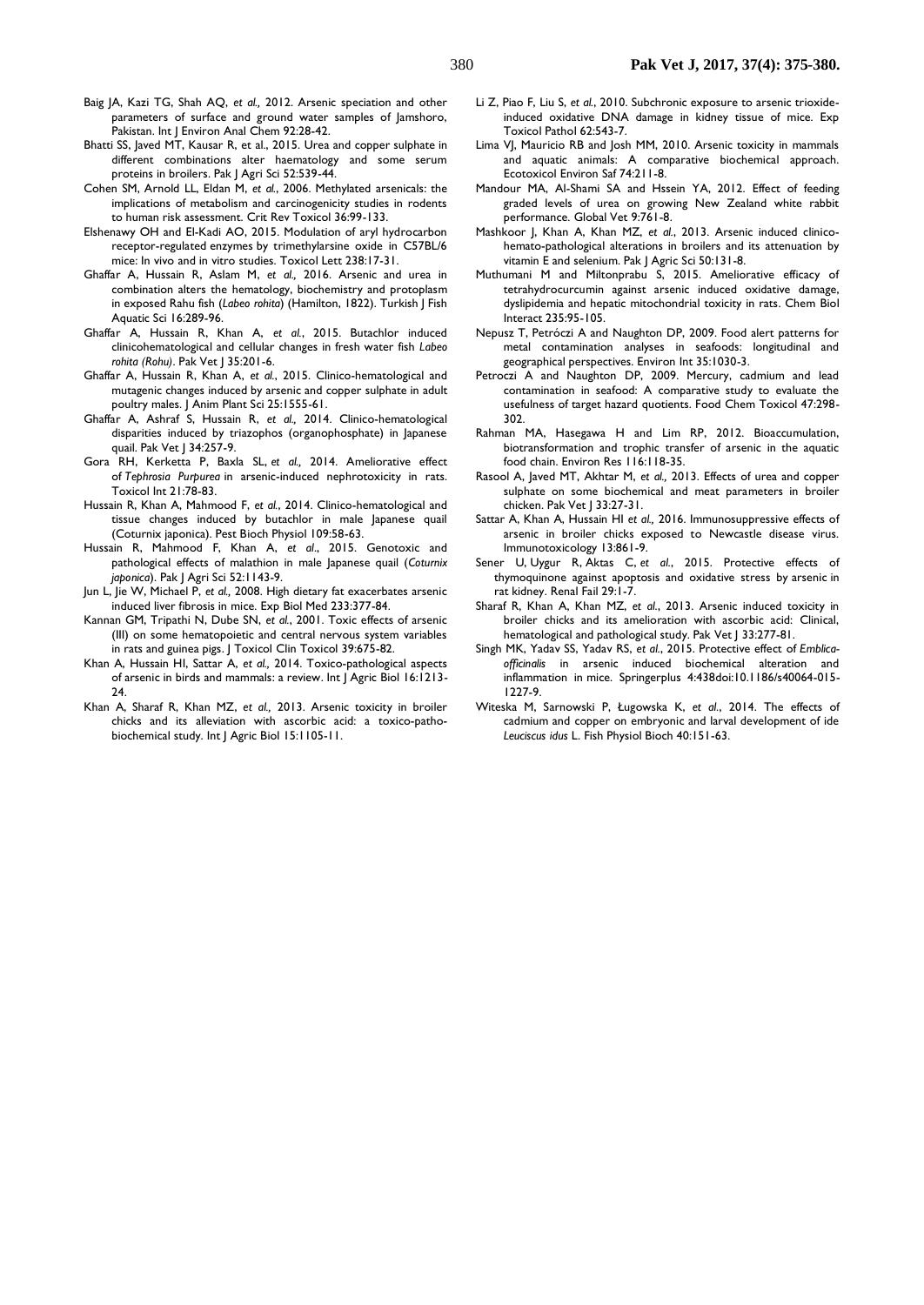Baig JA, Kazi TG, Shah AQ, *et al.,* 2012. Arsenic speciation and other parameters of surface and ground water samples of Jamshoro, Pakistan. Int J Environ Anal Chem 92:28-42.

Bhatti SS, Javed MT, Kausar R, et al., 2015. Urea and copper sulphate in different combinations alter haematology and some serum proteins in broilers. Pak J Agri Sci 52:539-44.

Cohen SM, Arnold LL, Eldan M, *et al.*, 2006. Methylated arsenicals: the implications of metabolism and carcinogenicity studies in rodents to human risk assessment. Crit Rev Toxicol 36:99-133.

Elshenawy OH and El-Kadi AO, 2015. Modulation of aryl hydrocarbon receptor-regulated enzymes by trimethylarsine oxide in C57BL/6 mice: In vivo and in vitro studies. Toxicol Lett 238:17-31.

Ghaffar A, Hussain R, Aslam M, *et al.,* 2016. Arsenic and urea in combination alters the hematology, biochemistry and protoplasm in exposed Rahu fish (*Labeo rohita*) (Hamilton, 1822). Turkish J Fish Aquatic Sci 16:289-96.

Ghaffar A, Hussain R, Khan A, *et al.*, 2015. Butachlor induced clinicohematological and cellular changes in fresh water fish *Labeo rohita (Rohu)*. Pak Vet J 35:201-6.

Ghaffar A, Hussain R, Khan A, *et al.*, 2015. Clinico-hematological and mutagenic changes induced by arsenic and copper sulphate in adult poultry males. J Anim Plant Sci 25:1555-61.

Ghaffar A, Ashraf S, Hussain R, *et al.,* 2014. Clinico-hematological disparities induced by triazophos (organophosphate) in Japanese quail. Pak Vet J 34:257-9.

Gora RH, Kerketta P, Baxla SL, *et al.,* 2014. Ameliorative effect of *Tephrosia Purpurea* in arsenic-induced nephrotoxicity in rats. Toxicol Int 21:78-83.

Hussain R, Khan A, Mahmood F, *et al.*, 2014. Clinico-hematological and tissue changes induced by butachlor in male Japanese quail (Coturnix japonica). Pest Bioch Physiol 109:58-63.

Hussain R, Mahmood F, Khan A, *et al*., 2015. Genotoxic and pathological effects of malathion in male Japanese quail (*Coturnix japonica*). Pak J Agri Sci 52:1143-9.

Jun L, Jie W, Michael P, *et al.,* 2008. High dietary fat exacerbates arsenic induced liver fibrosis in mice. Exp Biol Med 233:377-84.

Kannan GM, Tripathi N, Dube SN, *et al.*, 2001. Toxic effects of arsenic (III) on some hematopoietic and central nervous system variables in rats and guinea pigs. J Toxicol Clin Toxicol 39:675-82.

Khan A, Hussain HI, Sattar A, *et al.,* 2014. Toxico-pathological aspects of arsenic in birds and mammals: a review. Int J Agric Biol 16:1213-24.

Khan A, Sharaf R, Khan MZ, *et al.,* 2013. Arsenic toxicity in broiler chicks and its alleviation with ascorbic acid: a toxico-patho-biochemical study. Int J Agric Biol 15:1105-11.

Li Z, Piao F, Liu S, *et al.*, 2010. Subchronic exposure to arsenic trioxide-induced oxidative DNA damage in kidney tissue of mice. Exp Toxicol Pathol 62:543-7.

Lima VJ, Mauricio RB and Josh MM, 2010. Arsenic toxicity in mammals and aquatic animals: A comparative biochemical approach. Ecotoxicol Environ Saf 74:211-8.

Mandour MA, Al-Shami SA and Hssein YA, 2012. Effect of feeding graded levels of urea on growing New Zealand white rabbit performance. Global Vet 9:761-8.

Mashkoor J, Khan A, Khan MZ, *et al.*, 2013. Arsenic induced clinico-hemato-pathological alterations in broilers and its attenuation by vitamin E and selenium. Pak J Agric Sci 50:131-8.

Muthumani M and Miltonprabu S, 2015. Ameliorative efficacy of tetrahydrocurcumin against arsenic induced oxidative damage, dyslipidemia and hepatic mitochondrial toxicity in rats. Chem Biol Interact 235:95-105.

Nepusz T, Petróczi A and Naughton DP, 2009. Food alert patterns for metal contamination analyses in seafoods: longitudinal and geographical perspectives. Environ Int 35:1030-3.

Petroczi A and Naughton DP, 2009. Mercury, cadmium and lead contamination in seafood: A comparative study to evaluate the usefulness of target hazard quotients. Food Chem Toxicol 47:298-302.

Rahman MA, Hasegawa H and Lim RP, 2012. Bioaccumulation, biotransformation and trophic transfer of arsenic in the aquatic food chain. Environ Res 116:118-35.

Rasool A, Javed MT, Akhtar M, *et al.,* 2013. Effects of urea and copper sulphate on some biochemical and meat parameters in broiler chicken. Pak Vet J 33:27-31.

Sattar A, Khan A, Hussain HI *et al.,* 2016. Immunosuppressive effects of arsenic in broiler chicks exposed to Newcastle disease virus. Immunotoxicology 13:861-9.

Sener U, Uygur R, Aktas C, *et al.*, 2015. Protective effects of thymoquinone against apoptosis and oxidative stress by arsenic in rat kidney. Renal Fail 29:1-7.

Sharaf R, Khan A, Khan MZ, *et al.*, 2013. Arsenic induced toxicity in broiler chicks and its amelioration with ascorbic acid: Clinical, hematological and pathological study. Pak Vet J 33:277-81.

Singh MK, Yadav SS, Yadav RS, *et al.*, 2015. Protective effect of *Emblica-officinalis* in arsenic induced biochemical alteration and inflammation in mice. Springerplus 4:438doi:10.1186/s40064-015-1227-9.

Witeska M, Sarnowski P, Ługowska K, *et al.*, 2014. The effects of cadmium and copper on embryonic and larval development of ide *Leuciscus idus* L. Fish Physiol Bioch 40:151-63.